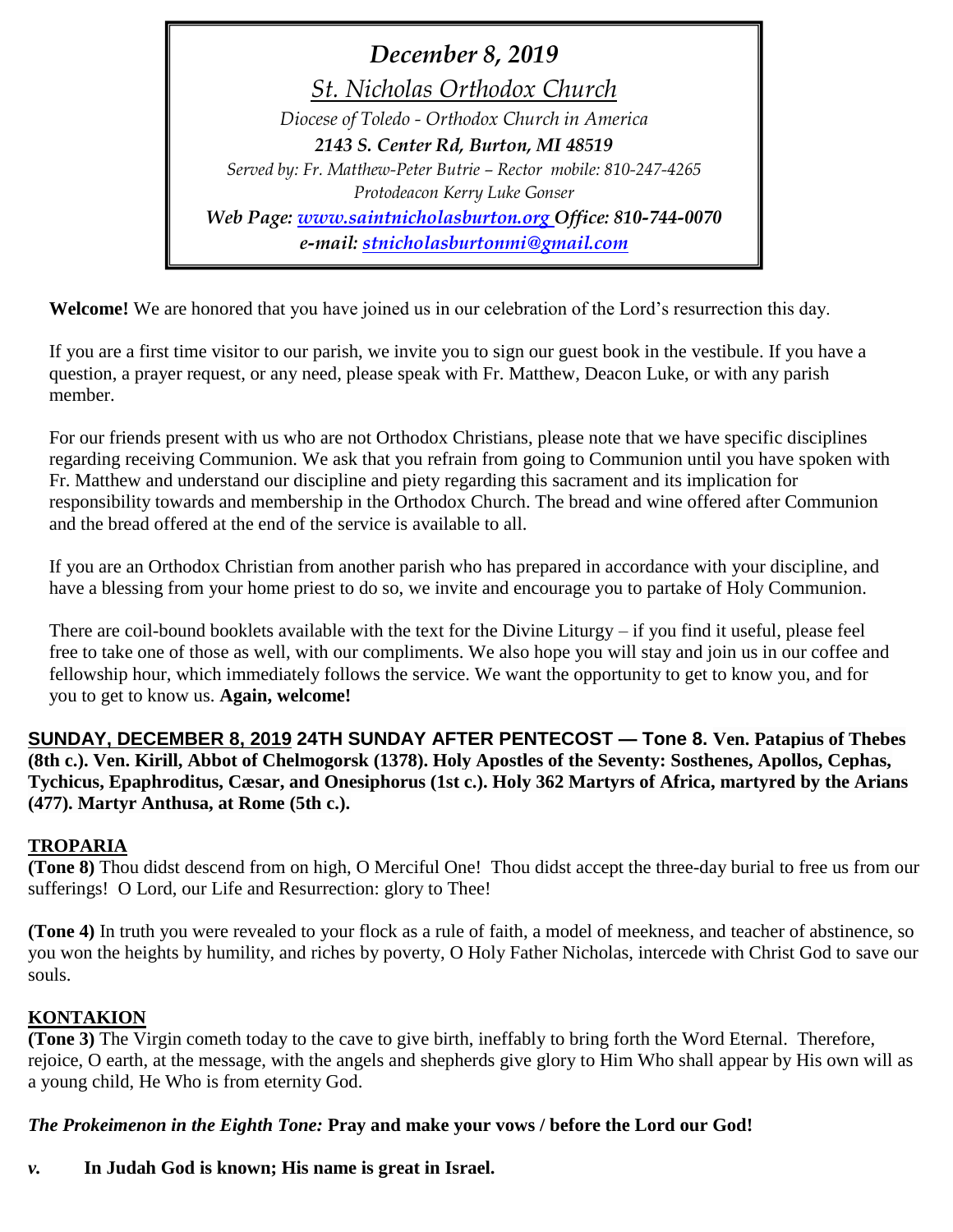*December 8, 2019*

*St. Nicholas Orthodox Church*

*Diocese of Toledo - Orthodox Church in America*

***2143 S. Center Rd, Burton, MI 48519***

*Served by: Fr. Matthew-Peter Butrie – Rector mobile: 810-247-4265*

*Protodeacon Kerry Luke Gonser*

***Web Page: www.saintnicholasburton.org Office: 810-744-0070***

***e-mail: stnicholasburtonmi@gmail.com***

**Welcome!** We are honored that you have joined us in our celebration of the Lord's resurrection this day.

If you are a first time visitor to our parish, we invite you to sign our guest book in the vestibule. If you have a question, a prayer request, or any need, please speak with Fr. Matthew, Deacon Luke, or with any parish member.

For our friends present with us who are not Orthodox Christians, please note that we have specific disciplines regarding receiving Communion. We ask that you refrain from going to Communion until you have spoken with Fr. Matthew and understand our discipline and piety regarding this sacrament and its implication for responsibility towards and membership in the Orthodox Church. The bread and wine offered after Communion and the bread offered at the end of the service is available to all.

If you are an Orthodox Christian from another parish who has prepared in accordance with your discipline, and have a blessing from your home priest to do so, we invite and encourage you to partake of Holy Communion.

There are coil-bound booklets available with the text for the Divine Liturgy – if you find it useful, please feel free to take one of those as well, with our compliments. We also hope you will stay and join us in our coffee and fellowship hour, which immediately follows the service. We want the opportunity to get to know you, and for you to get to know us. **Again, welcome!**

**SUNDAY, DECEMBER 8, 2019 24TH SUNDAY AFTER PENTECOST — Tone 8. Ven. Patapius of Thebes (8th c.). Ven. Kirill, Abbot of Chelmogorsk (1378). Holy Apostles of the Seventy: Sosthenes, Apollos, Cephas, Tychicus, Epaphroditus, Cæsar, and Onesiphorus (1st c.). Holy 362 Martyrs of Africa, martyred by the Arians (477). Martyr Anthusa, at Rome (5th c.).**

**TROPARIA**

**(Tone 8)** Thou didst descend from on high, O Merciful One! Thou didst accept the three-day burial to free us from our sufferings! O Lord, our Life and Resurrection: glory to Thee!

**(Tone 4)** In truth you were revealed to your flock as a rule of faith, a model of meekness, and teacher of abstinence, so you won the heights by humility, and riches by poverty, O Holy Father Nicholas, intercede with Christ God to save our souls.

**KONTAKION**

**(Tone 3)** The Virgin cometh today to the cave to give birth, ineffably to bring forth the Word Eternal. Therefore, rejoice, O earth, at the message, with the angels and shepherds give glory to Him Who shall appear by His own will as a young child, He Who is from eternity God.

***The Prokeimenon in the Eighth Tone:*** **Pray and make your vows / before the Lord our God!**

***v.*** **In Judah God is known; His name is great in Israel.**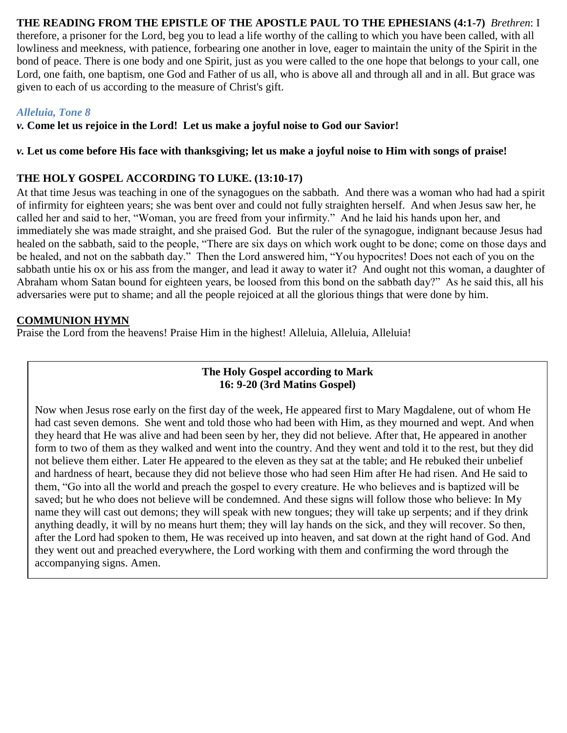**THE READING FROM THE EPISTLE OF THE APOSTLE PAUL TO THE EPHESIANS (4:1-7)** *Brethren*: I therefore, a prisoner for the Lord, beg you to lead a life worthy of the calling to which you have been called, with all lowliness and meekness, with patience, forbearing one another in love, eager to maintain the unity of the Spirit in the bond of peace. There is one body and one Spirit, just as you were called to the one hope that belongs to your call, one Lord, one faith, one baptism, one God and Father of us all, who is above all and through all and in all. But grace was given to each of us according to the measure of Christ's gift.

***Alleluia, Tone 8***

***v.*** **Come let us rejoice in the Lord! Let us make a joyful noise to God our Savior!**

***v.*** **Let us come before His face with thanksgiving; let us make a joyful noise to Him with songs of praise!**

**THE HOLY GOSPEL ACCORDING TO LUKE. (13:10-17)**

At that time Jesus was teaching in one of the synagogues on the sabbath. And there was a woman who had had a spirit of infirmity for eighteen years; she was bent over and could not fully straighten herself. And when Jesus saw her, he called her and said to her, "Woman, you are freed from your infirmity." And he laid his hands upon her, and immediately she was made straight, and she praised God. But the ruler of the synagogue, indignant because Jesus had healed on the sabbath, said to the people, "There are six days on which work ought to be done; come on those days and be healed, and not on the sabbath day." Then the Lord answered him, "You hypocrites! Does not each of you on the sabbath untie his ox or his ass from the manger, and lead it away to water it? And ought not this woman, a daughter of Abraham whom Satan bound for eighteen years, be loosed from this bond on the sabbath day?" As he said this, all his adversaries were put to shame; and all the people rejoiced at all the glorious things that were done by him.

**COMMUNION HYMN**

Praise the Lord from the heavens! Praise Him in the highest! Alleluia, Alleluia, Alleluia!

**The Holy Gospel according to Mark**
**16: 9-20 (3rd Matins Gospel)**

Now when Jesus rose early on the first day of the week, He appeared first to Mary Magdalene, out of whom He had cast seven demons. She went and told those who had been with Him, as they mourned and wept. And when they heard that He was alive and had been seen by her, they did not believe. After that, He appeared in another form to two of them as they walked and went into the country. And they went and told it to the rest, but they did not believe them either. Later He appeared to the eleven as they sat at the table; and He rebuked their unbelief and hardness of heart, because they did not believe those who had seen Him after He had risen. And He said to them, "Go into all the world and preach the gospel to every creature. He who believes and is baptized will be saved; but he who does not believe will be condemned. And these signs will follow those who believe: In My name they will cast out demons; they will speak with new tongues; they will take up serpents; and if they drink anything deadly, it will by no means hurt them; they will lay hands on the sick, and they will recover. So then, after the Lord had spoken to them, He was received up into heaven, and sat down at the right hand of God. And they went out and preached everywhere, the Lord working with them and confirming the word through the accompanying signs. Amen.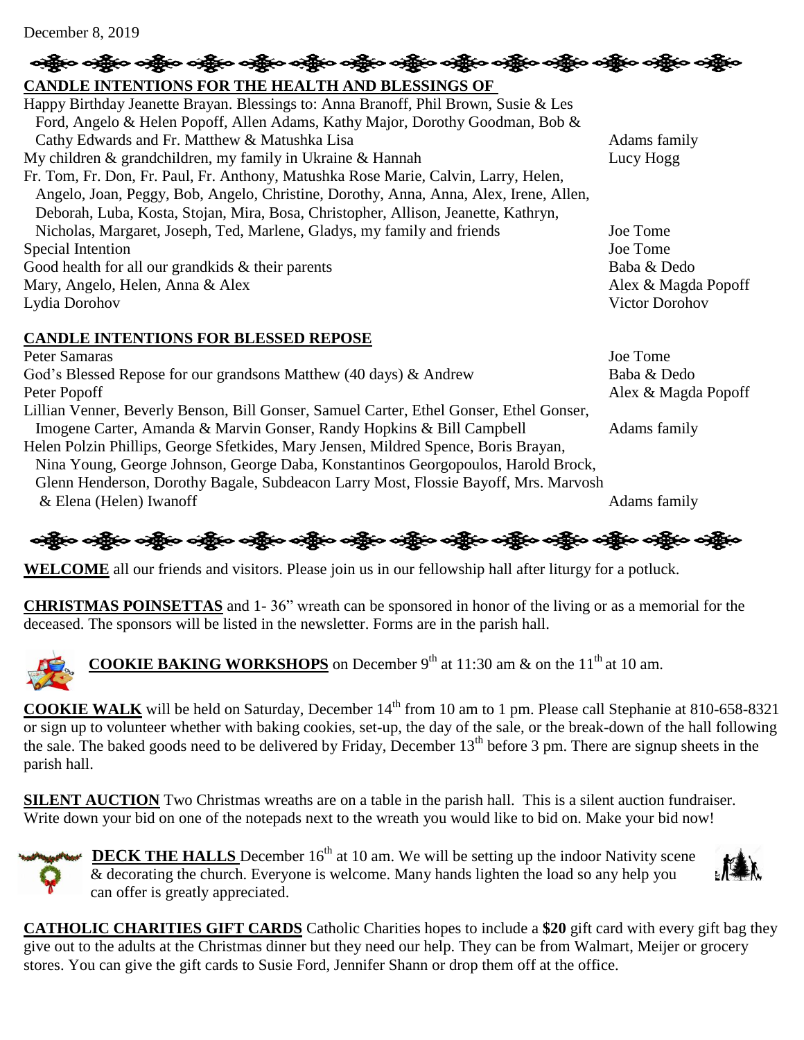December 8, 2019

**CANDLE INTENTIONS FOR THE HEALTH AND BLESSINGS OF**

| Intention | From |
|---|---|
| Happy Birthday Jeanette Brayan. Blessings to: Anna Branoff, Phil Brown, Susie & Les Ford, Angelo & Helen Popoff, Allen Adams, Kathy Major, Dorothy Goodman, Bob & Cathy Edwards and Fr. Matthew & Matushka Lisa | Adams family |
| My children & grandchildren, my family in Ukraine & Hannah | Lucy Hogg |
| Fr. Tom, Fr. Don, Fr. Paul, Fr. Anthony, Matushka Rose Marie, Calvin, Larry, Helen, Angelo, Joan, Peggy, Bob, Angelo, Christine, Dorothy, Anna, Anna, Alex, Irene, Allen, Deborah, Luba, Kosta, Stojan, Mira, Bosa, Christopher, Allison, Jeanette, Kathryn, Nicholas, Margaret, Joseph, Ted, Marlene, Gladys, my family and friends | Joe Tome |
| Special Intention | Joe Tome |
| Good health for all our grandkids & their parents | Baba & Dedo |
| Mary, Angelo, Helen, Anna & Alex | Alex & Magda Popoff |
| Lydia Dorohov | Victor Dorohov |

**CANDLE INTENTIONS FOR BLESSED REPOSE**

| Intention | From |
|---|---|
| Peter Samaras | Joe Tome |
| God's Blessed Repose for our grandsons Matthew (40 days) & Andrew | Baba & Dedo |
| Peter Popoff | Alex & Magda Popoff |
| Lillian Venner, Beverly Benson, Bill Gonser, Samuel Carter, Ethel Gonser, Ethel Gonser, Imogene Carter, Amanda & Marvin Gonser, Randy Hopkins & Bill Campbell | Adams family |
| Helen Polzin Phillips, George Sfetkides, Mary Jensen, Mildred Spence, Boris Brayan, Nina Young, George Johnson, George Daba, Konstantinos Georgopoulos, Harold Brock, Glenn Henderson, Dorothy Bagale, Subdeacon Larry Most, Flossie Bayoff, Mrs. Marvosh & Elena (Helen) Iwanoff | Adams family |

**WELCOME** all our friends and visitors. Please join us in our fellowship hall after liturgy for a potluck.

**CHRISTMAS POINSETTAS** and 1- 36" wreath can be sponsored in honor of the living or as a memorial for the deceased. The sponsors will be listed in the newsletter. Forms are in the parish hall.

**COOKIE BAKING WORKSHOPS** on December 9th at 11:30 am & on the 11th at 10 am.

**COOKIE WALK** will be held on Saturday, December 14th from 10 am to 1 pm. Please call Stephanie at 810-658-8321 or sign up to volunteer whether with baking cookies, set-up, the day of the sale, or the break-down of the hall following the sale. The baked goods need to be delivered by Friday, December 13th before 3 pm. There are signup sheets in the parish hall.

**SILENT AUCTION** Two Christmas wreaths are on a table in the parish hall. This is a silent auction fundraiser. Write down your bid on one of the notepads next to the wreath you would like to bid on. Make your bid now!

**DECK THE HALLS** December 16th at 10 am. We will be setting up the indoor Nativity scene & decorating the church. Everyone is welcome. Many hands lighten the load so any help you can offer is greatly appreciated.

**CATHOLIC CHARITIES GIFT CARDS** Catholic Charities hopes to include a **$20** gift card with every gift bag they give out to the adults at the Christmas dinner but they need our help. They can be from Walmart, Meijer or grocery stores. You can give the gift cards to Susie Ford, Jennifer Shann or drop them off at the office.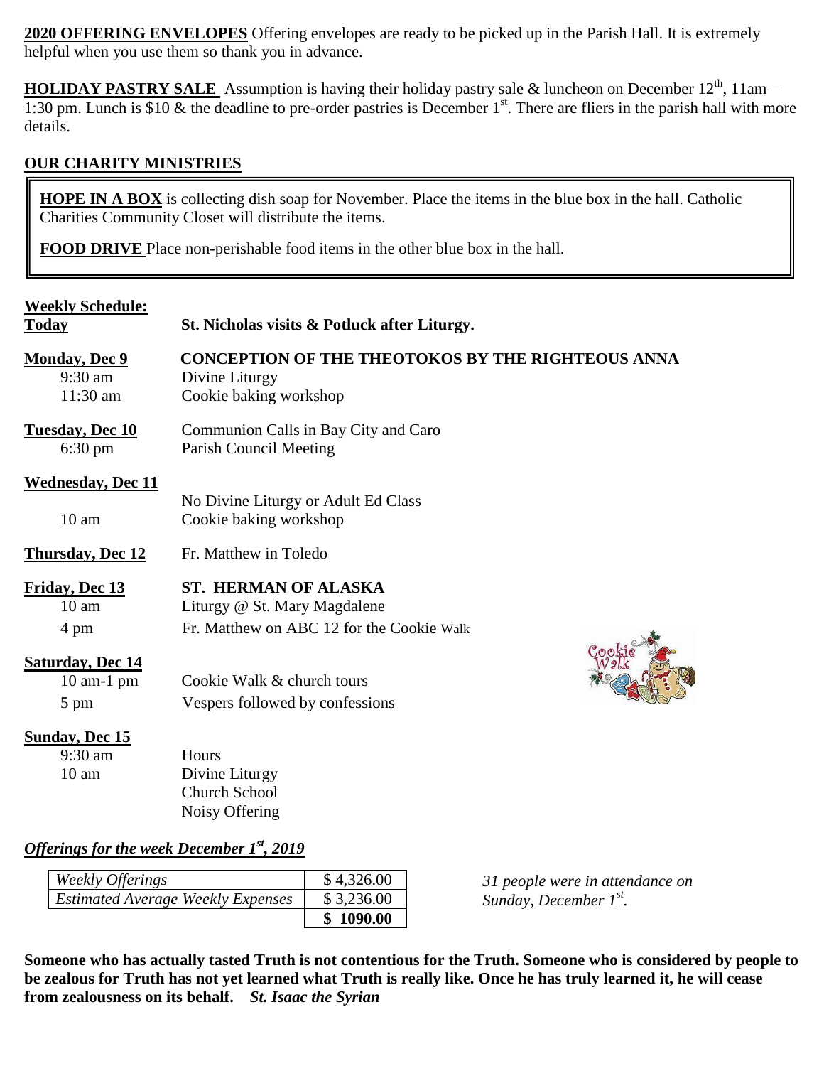**2020 OFFERING ENVELOPES** Offering envelopes are ready to be picked up in the Parish Hall. It is extremely helpful when you use them so thank you in advance.

**HOLIDAY PASTRY SALE** Assumption is having their holiday pastry sale & luncheon on December 12th, 11am – 1:30 pm. Lunch is $10 & the deadline to pre-order pastries is December 1st. There are fliers in the parish hall with more details.

**OUR CHARITY MINISTRIES**

**HOPE IN A BOX** is collecting dish soap for November. Place the items in the blue box in the hall. Catholic Charities Community Closet will distribute the items.

**FOOD DRIVE** Place non-perishable food items in the other blue box in the hall.

**Weekly Schedule:**

**Today** — **St. Nicholas visits & Potluck after Liturgy.**

**Monday, Dec 9** — **CONCEPTION OF THE THEOTOKOS BY THE RIGHTEOUS ANNA**
- 9:30 am — Divine Liturgy
- 11:30 am — Cookie baking workshop

**Tuesday, Dec 10** — Communion Calls in Bay City and Caro
- 6:30 pm — Parish Council Meeting

**Wednesday, Dec 11** — No Divine Liturgy or Adult Ed Class
- 10 am — Cookie baking workshop

**Thursday, Dec 12** — Fr. Matthew in Toledo

**Friday, Dec 13** — **ST. HERMAN OF ALASKA**
- 10 am — Liturgy @ St. Mary Magdalene
- 4 pm — Fr. Matthew on ABC 12 for the Cookie Walk

**Saturday, Dec 14**
- 10 am-1 pm — Cookie Walk & church tours
- 5 pm — Vespers followed by confessions

**Sunday, Dec 15**
- 9:30 am — Hours
- 10 am — Divine Liturgy, Church School, Noisy Offering

***Offerings for the week December 1st, 2019***

| | |
|---|---|
| *Weekly Offerings* | $ 4,326.00 |
| *Estimated Average Weekly Expenses* | $ 3,236.00 |
| | **$ 1090.00** |

*31 people were in attendance on Sunday, December 1st.*

**Someone who has actually tasted Truth is not contentious for the Truth. Someone who is considered by people to be zealous for Truth has not yet learned what Truth is really like. Once he has truly learned it, he will cease from zealousness on its behalf.** ***St. Isaac the Syrian***